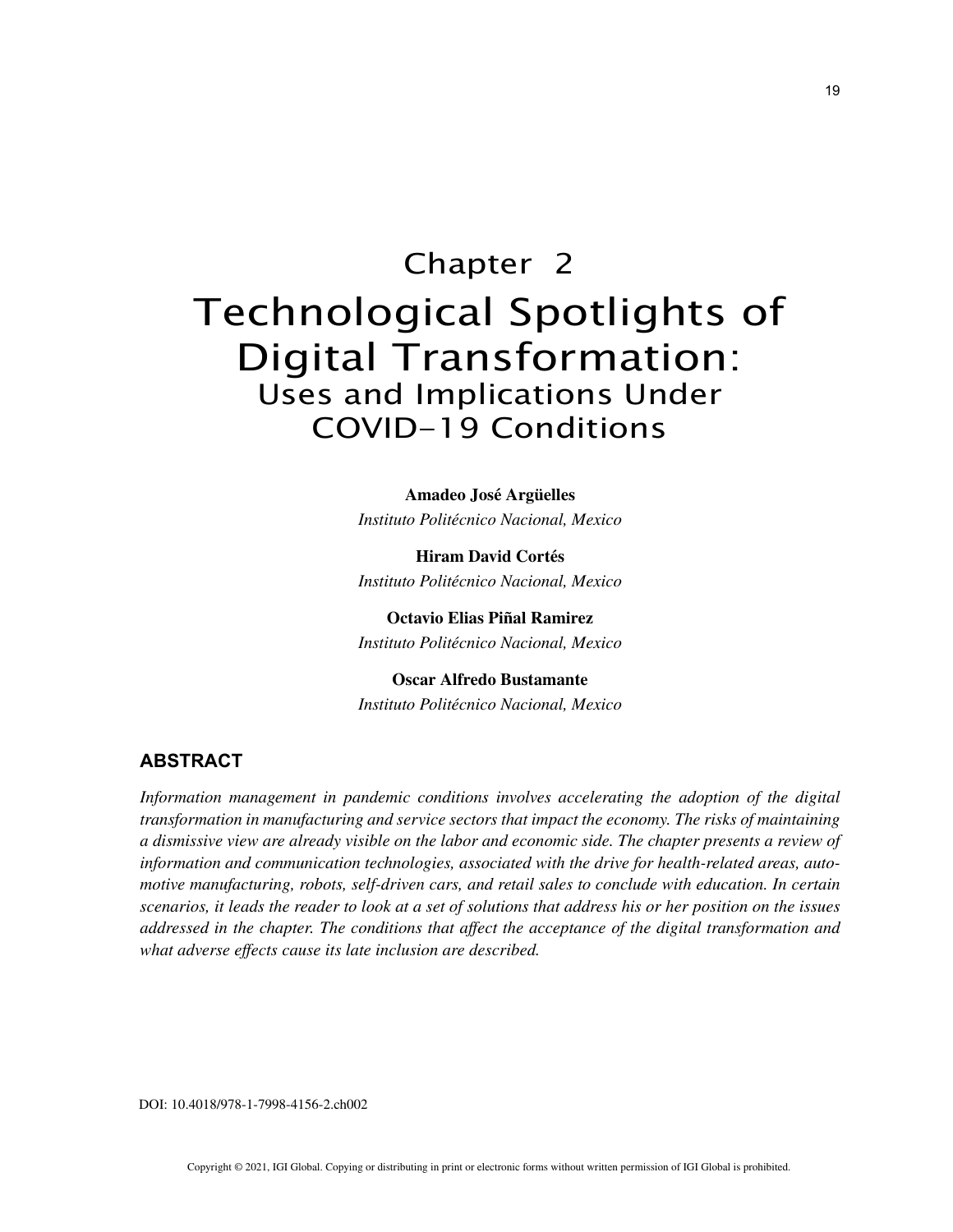# Chapter 2
# Technological Spotlights of Digital Transformation:
## Uses and Implications Under COVID-19 Conditions

**Amadeo José Argüelles**
*Instituto Politécnico Nacional, Mexico*

**Hiram David Cortés**
*Instituto Politécnico Nacional, Mexico*

**Octavio Elias Piñal Ramirez**
*Instituto Politécnico Nacional, Mexico*

**Oscar Alfredo Bustamante**
*Instituto Politécnico Nacional, Mexico*

## ABSTRACT

*Information management in pandemic conditions involves accelerating the adoption of the digital transformation in manufacturing and service sectors that impact the economy. The risks of maintaining a dismissive view are already visible on the labor and economic side. The chapter presents a review of information and communication technologies, associated with the drive for health-related areas, automotive manufacturing, robots, self-driven cars, and retail sales to conclude with education. In certain scenarios, it leads the reader to look at a set of solutions that address his or her position on the issues addressed in the chapter. The conditions that affect the acceptance of the digital transformation and what adverse effects cause its late inclusion are described.*

DOI: 10.4018/978-1-7998-4156-2.ch002

Copyright © 2021, IGI Global. Copying or distributing in print or electronic forms without written permission of IGI Global is prohibited.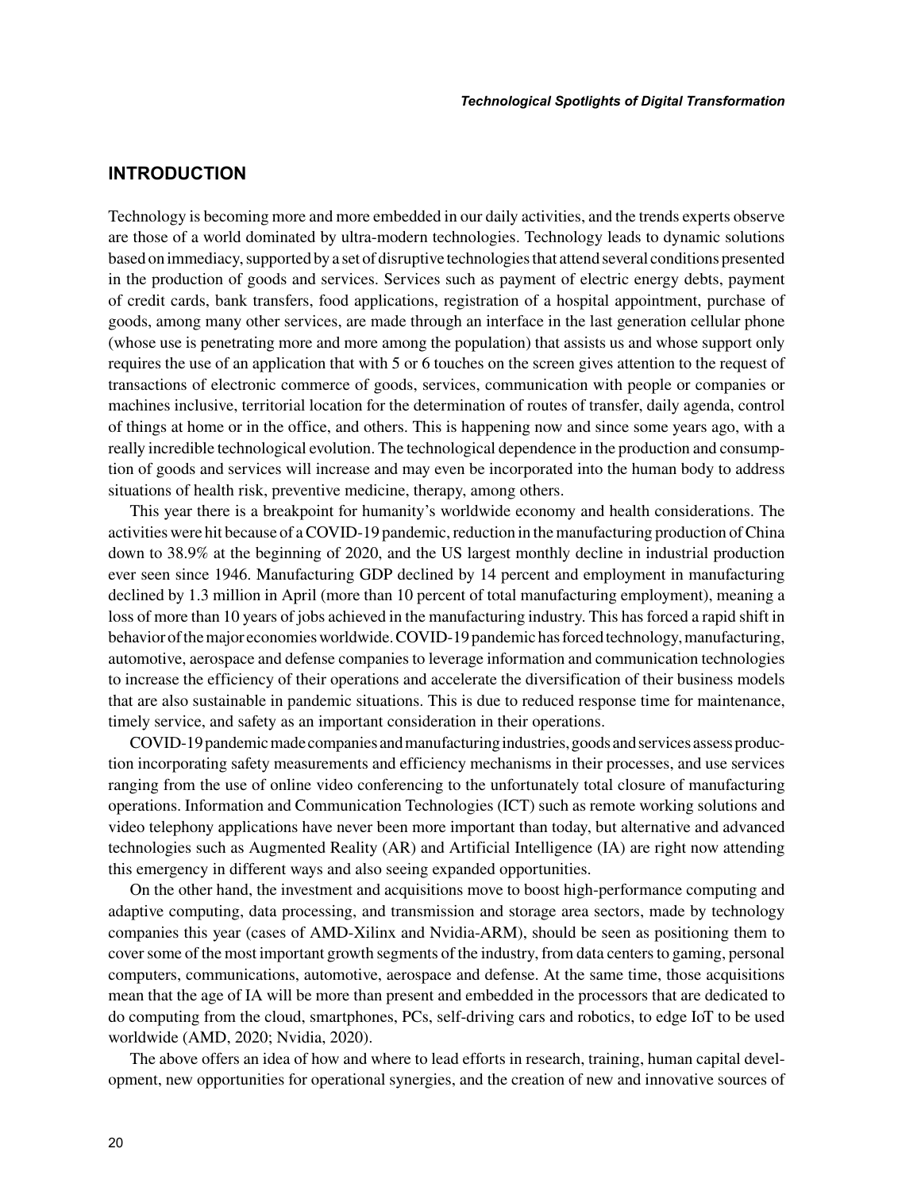## INTRODUCTION

Technology is becoming more and more embedded in our daily activities, and the trends experts observe are those of a world dominated by ultra-modern technologies. Technology leads to dynamic solutions based on immediacy, supported by a set of disruptive technologies that attend several conditions presented in the production of goods and services. Services such as payment of electric energy debts, payment of credit cards, bank transfers, food applications, registration of a hospital appointment, purchase of goods, among many other services, are made through an interface in the last generation cellular phone (whose use is penetrating more and more among the population) that assists us and whose support only requires the use of an application that with 5 or 6 touches on the screen gives attention to the request of transactions of electronic commerce of goods, services, communication with people or companies or machines inclusive, territorial location for the determination of routes of transfer, daily agenda, control of things at home or in the office, and others. This is happening now and since some years ago, with a really incredible technological evolution. The technological dependence in the production and consumption of goods and services will increase and may even be incorporated into the human body to address situations of health risk, preventive medicine, therapy, among others.

This year there is a breakpoint for humanity's worldwide economy and health considerations. The activities were hit because of a COVID-19 pandemic, reduction in the manufacturing production of China down to 38.9% at the beginning of 2020, and the US largest monthly decline in industrial production ever seen since 1946. Manufacturing GDP declined by 14 percent and employment in manufacturing declined by 1.3 million in April (more than 10 percent of total manufacturing employment), meaning a loss of more than 10 years of jobs achieved in the manufacturing industry. This has forced a rapid shift in behavior of the major economies worldwide. COVID-19 pandemic has forced technology, manufacturing, automotive, aerospace and defense companies to leverage information and communication technologies to increase the efficiency of their operations and accelerate the diversification of their business models that are also sustainable in pandemic situations. This is due to reduced response time for maintenance, timely service, and safety as an important consideration in their operations.

COVID-19 pandemic made companies and manufacturing industries, goods and services assess production incorporating safety measurements and efficiency mechanisms in their processes, and use services ranging from the use of online video conferencing to the unfortunately total closure of manufacturing operations. Information and Communication Technologies (ICT) such as remote working solutions and video telephony applications have never been more important than today, but alternative and advanced technologies such as Augmented Reality (AR) and Artificial Intelligence (IA) are right now attending this emergency in different ways and also seeing expanded opportunities.

On the other hand, the investment and acquisitions move to boost high-performance computing and adaptive computing, data processing, and transmission and storage area sectors, made by technology companies this year (cases of AMD-Xilinx and Nvidia-ARM), should be seen as positioning them to cover some of the most important growth segments of the industry, from data centers to gaming, personal computers, communications, automotive, aerospace and defense. At the same time, those acquisitions mean that the age of IA will be more than present and embedded in the processors that are dedicated to do computing from the cloud, smartphones, PCs, self-driving cars and robotics, to edge IoT to be used worldwide (AMD, 2020; Nvidia, 2020).

The above offers an idea of how and where to lead efforts in research, training, human capital development, new opportunities for operational synergies, and the creation of new and innovative sources of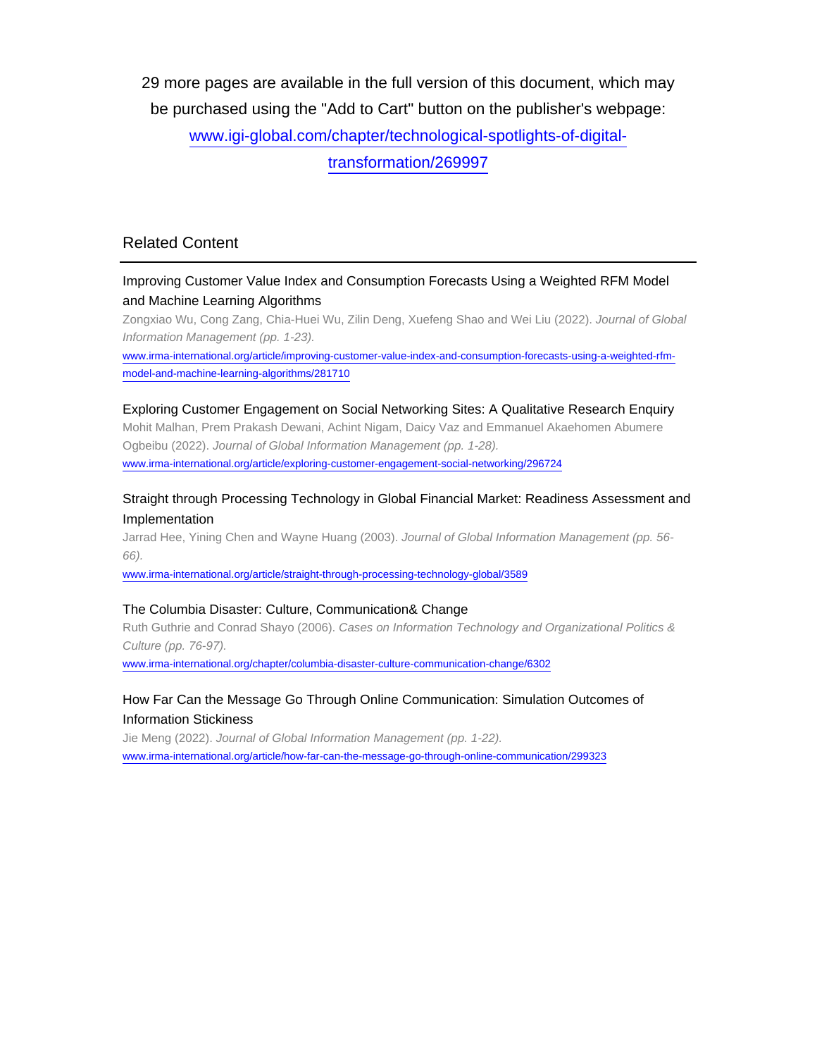29 more pages are available in the full version of this document, which may be purchased using the "Add to Cart" button on the publisher's webpage: [www.igi-global.com/chapter/technological-spotlights-of-digital-transformation/269997](www.igi-global.com/chapter/technological-spotlights-of-digital-transformation/269997)

## Related Content

Improving Customer Value Index and Consumption Forecasts Using a Weighted RFM Model and Machine Learning Algorithms
Zongxiao Wu, Cong Zang, Chia-Huei Wu, Zilin Deng, Xuefeng Shao and Wei Liu (2022). *Journal of Global Information Management (pp. 1-23).*
[www.irma-international.org/article/improving-customer-value-index-and-consumption-forecasts-using-a-weighted-rfm-model-and-machine-learning-algorithms/281710](www.irma-international.org/article/improving-customer-value-index-and-consumption-forecasts-using-a-weighted-rfm-model-and-machine-learning-algorithms/281710)

Exploring Customer Engagement on Social Networking Sites: A Qualitative Research Enquiry
Mohit Malhan, Prem Prakash Dewani, Achint Nigam, Daicy Vaz and Emmanuel Akaehomen Abumere Ogbeibu (2022). *Journal of Global Information Management (pp. 1-28).*
[www.irma-international.org/article/exploring-customer-engagement-social-networking/296724](www.irma-international.org/article/exploring-customer-engagement-social-networking/296724)

Straight through Processing Technology in Global Financial Market: Readiness Assessment and Implementation
Jarrad Hee, Yining Chen and Wayne Huang (2003). *Journal of Global Information Management (pp. 56-66).*
[www.irma-international.org/article/straight-through-processing-technology-global/3589](www.irma-international.org/article/straight-through-processing-technology-global/3589)

The Columbia Disaster: Culture, Communication& Change
Ruth Guthrie and Conrad Shayo (2006). *Cases on Information Technology and Organizational Politics & Culture (pp. 76-97).*
[www.irma-international.org/chapter/columbia-disaster-culture-communication-change/6302](www.irma-international.org/chapter/columbia-disaster-culture-communication-change/6302)

How Far Can the Message Go Through Online Communication: Simulation Outcomes of Information Stickiness
Jie Meng (2022). *Journal of Global Information Management (pp. 1-22).*
[www.irma-international.org/article/how-far-can-the-message-go-through-online-communication/299323](www.irma-international.org/article/how-far-can-the-message-go-through-online-communication/299323)